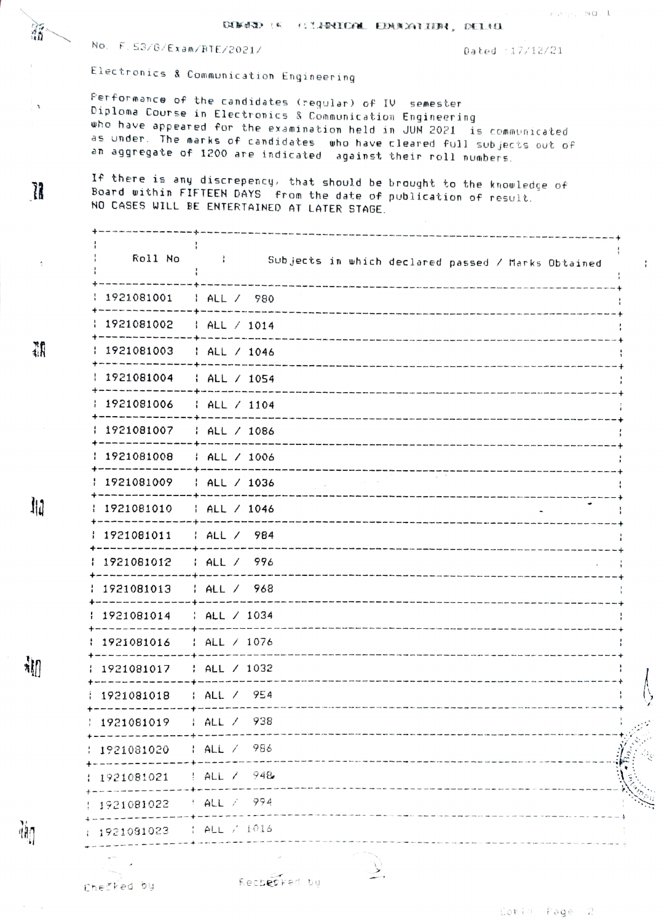# BOARD OF TECHNICAL EDUCATION, DELHI

No. F.53/G/Exam/BTE/2021/ Dated :17/12/21

Electronics & Communication Engineering

Performance of the candidates (regular) of IV semester Diploma Course in Electronics & Communication Engineering who have appeared for the examination held in JUN 2021 is communicated as under. The marks of candidates who have cleared full subjects out of an aggregate of 1200 are indicated against their roll numbers.

If there is any discrepency, that should be brought to the knowledge of Board within FIFTEEN DAYS from the date of publication of result. NO CASES WILL BE ENTERTAINED AT LATER STAGE.

| Roll No | Subjects in which declared passed / Marks Obtained |
|---|---|
| 1921081001 | ALL / 980 |
| 1921081002 | ALL / 1014 |
| 1921081003 | ALL / 1046 |
| 1921081004 | ALL / 1054 |
| 1921081006 | ALL / 1104 |
| 1921081007 | ALL / 1086 |
| 1921081008 | ALL / 1006 |
| 1921081009 | ALL / 1036 |
| 1921081010 | ALL / 1046 |
| 1921081011 | ALL / 984 |
| 1921081012 | ALL / 996 |
| 1921081013 | ALL / 968 |
| 1921081014 | ALL / 1034 |
| 1921081016 | ALL / 1076 |
| 1921081017 | ALL / 1032 |
| 1921081018 | ALL / 954 |
| 1921081019 | ALL / 938 |
| 1921081020 | ALL / 986 |
| 1921081021 | ALL / 948 |
| 1921081022 | ALL / 994 |
| 1921081023 | ALL / 1016 |

Checked by Rechecked by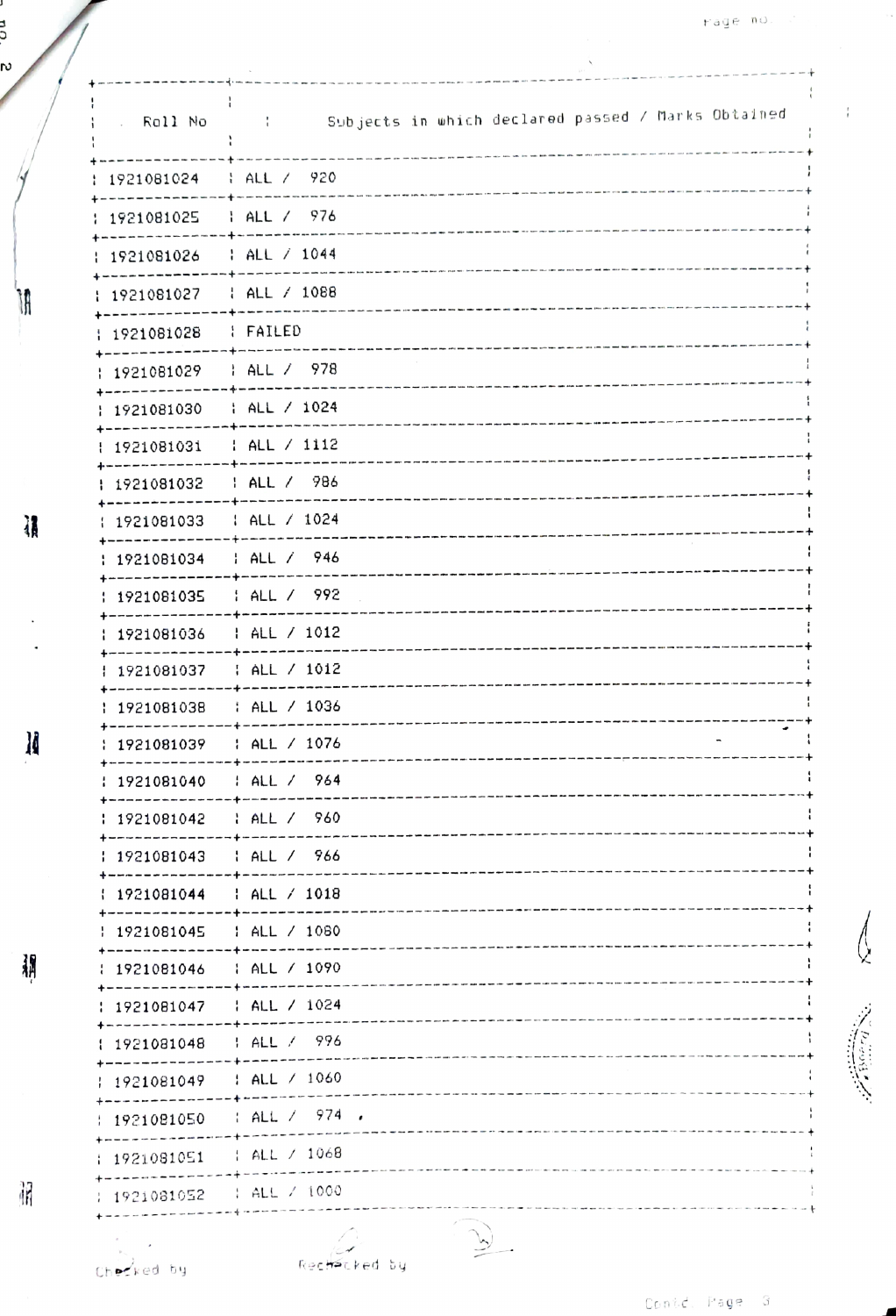| Roll No | Subjects in which declared passed / Marks Obtained |
|---|---|
| 1921081024 | ALL / 920 |
| 1921081025 | ALL / 976 |
| 1921081026 | ALL / 1044 |
| 1921081027 | ALL / 1088 |
| 1921081028 | FAILED |
| 1921081029 | ALL / 978 |
| 1921081030 | ALL / 1024 |
| 1921081031 | ALL / 1112 |
| 1921081032 | ALL / 986 |
| 1921081033 | ALL / 1024 |
| 1921081034 | ALL / 946 |
| 1921081035 | ALL / 992 |
| 1921081036 | ALL / 1012 |
| 1921081037 | ALL / 1012 |
| 1921081038 | ALL / 1036 |
| 1921081039 | ALL / 1076 |
| 1921081040 | ALL / 964 |
| 1921081042 | ALL / 960 |
| 1921081043 | ALL / 966 |
| 1921081044 | ALL / 1018 |
| 1921081045 | ALL / 1080 |
| 1921081046 | ALL / 1090 |
| 1921081047 | ALL / 1024 |
| 1921081048 | ALL / 996 |
| 1921081049 | ALL / 1060 |
| 1921081050 | ALL / 974 |
| 1921081051 | ALL / 1068 |
| 1921081052 | ALL / 1000 |

Checked by          Rechecked by

Contd. Page 3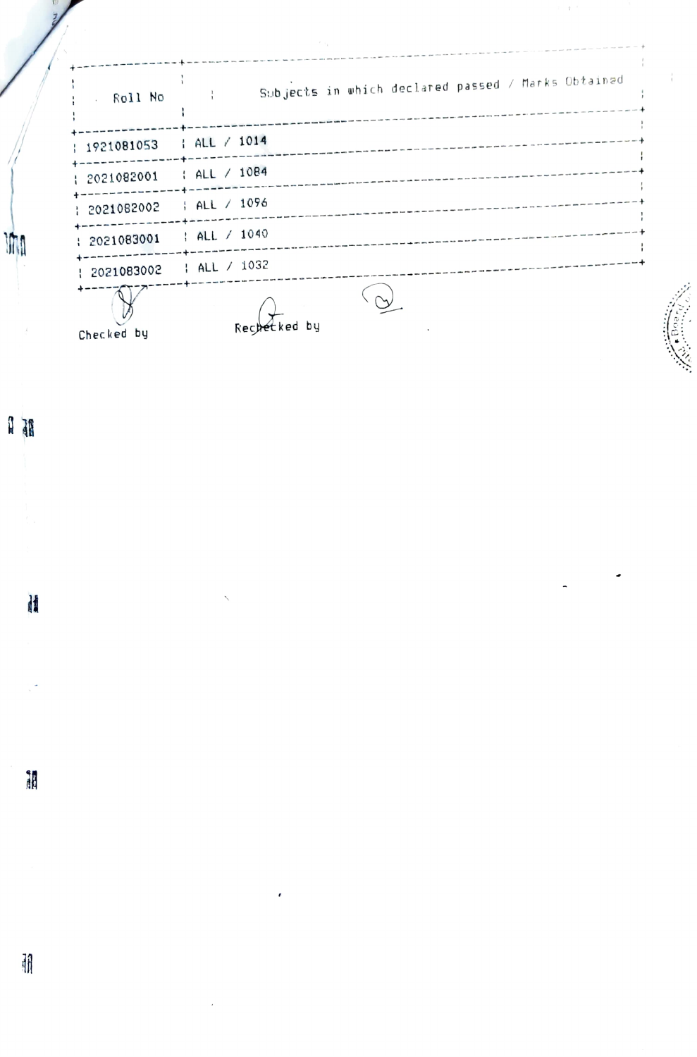| Roll No | Subjects in which declared passed / Marks Obtained |
|---|---|
| 1921081053 | ALL / 1014 |
| 2021082001 | ALL / 1084 |
| 2021082002 | ALL / 1096 |
| 2021083001 | ALL / 1040 |
| 2021083002 | ALL / 1032 |

Checked by

Rechecked by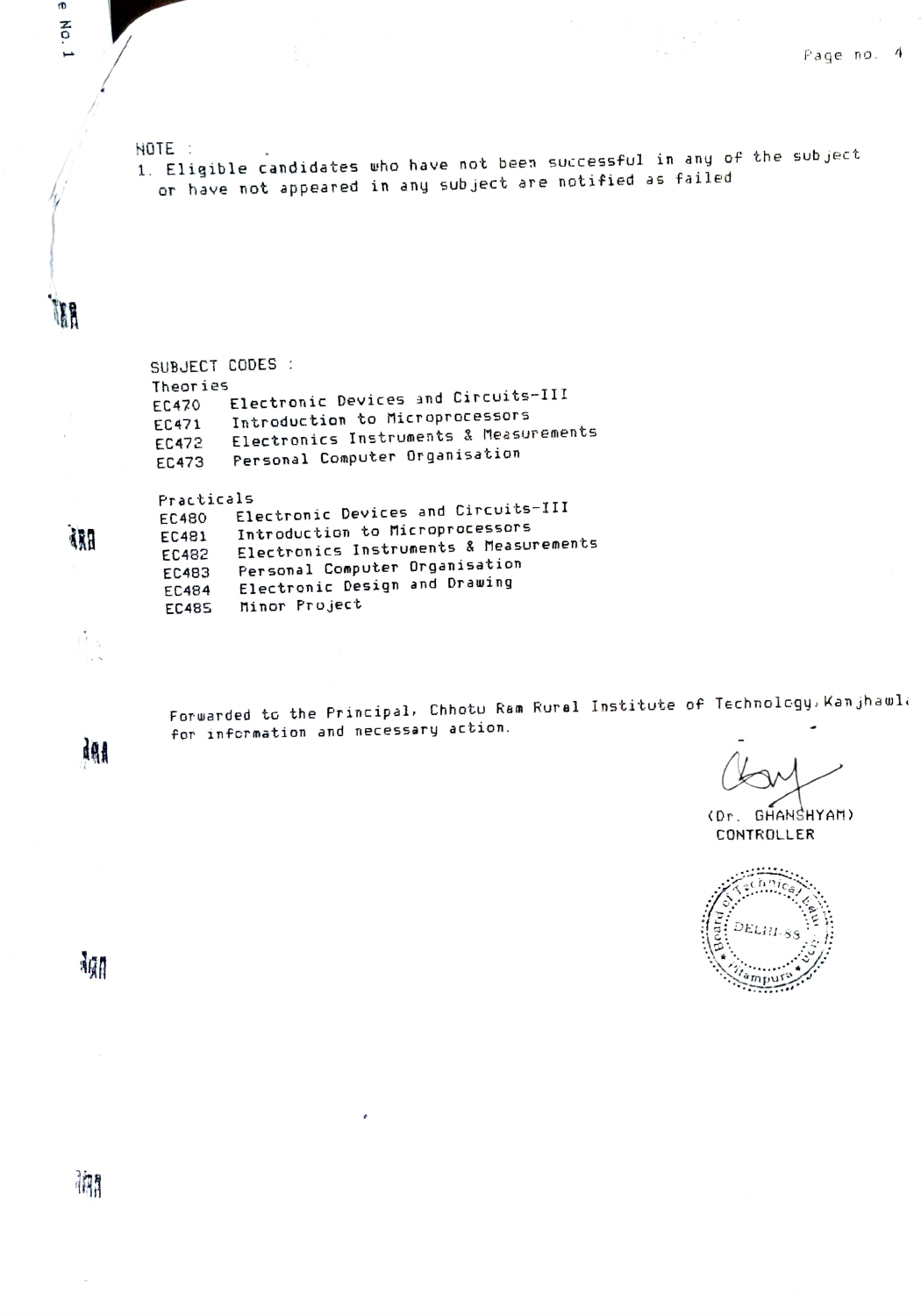NOTE :

1. Eligible candidates who have not been successful in any of the subject or have not appeared in any subject are notified as failed

SUBJECT CODES :

Theories

| | |
|---|---|
| EC470 | Electronic Devices and Circuits-III |
| EC471 | Introduction to Microprocessors |
| EC472 | Electronics Instruments & Measurements |
| EC473 | Personal Computer Organisation |

Practicals

| | |
|---|---|
| EC480 | Electronic Devices and Circuits-III |
| EC481 | Introduction to Microprocessors |
| EC482 | Electronics Instruments & Measurements |
| EC483 | Personal Computer Organisation |
| EC484 | Electronic Design and Drawing |
| EC485 | Minor Project |

Forwarded to the Principal, Chhotu Ram Rural Institute of Technology, Kanjhawla for information and necessary action.

(Dr. GHANSHYAM)
CONTROLLER

Board of Technical Education, Pitampura, DELHI-88